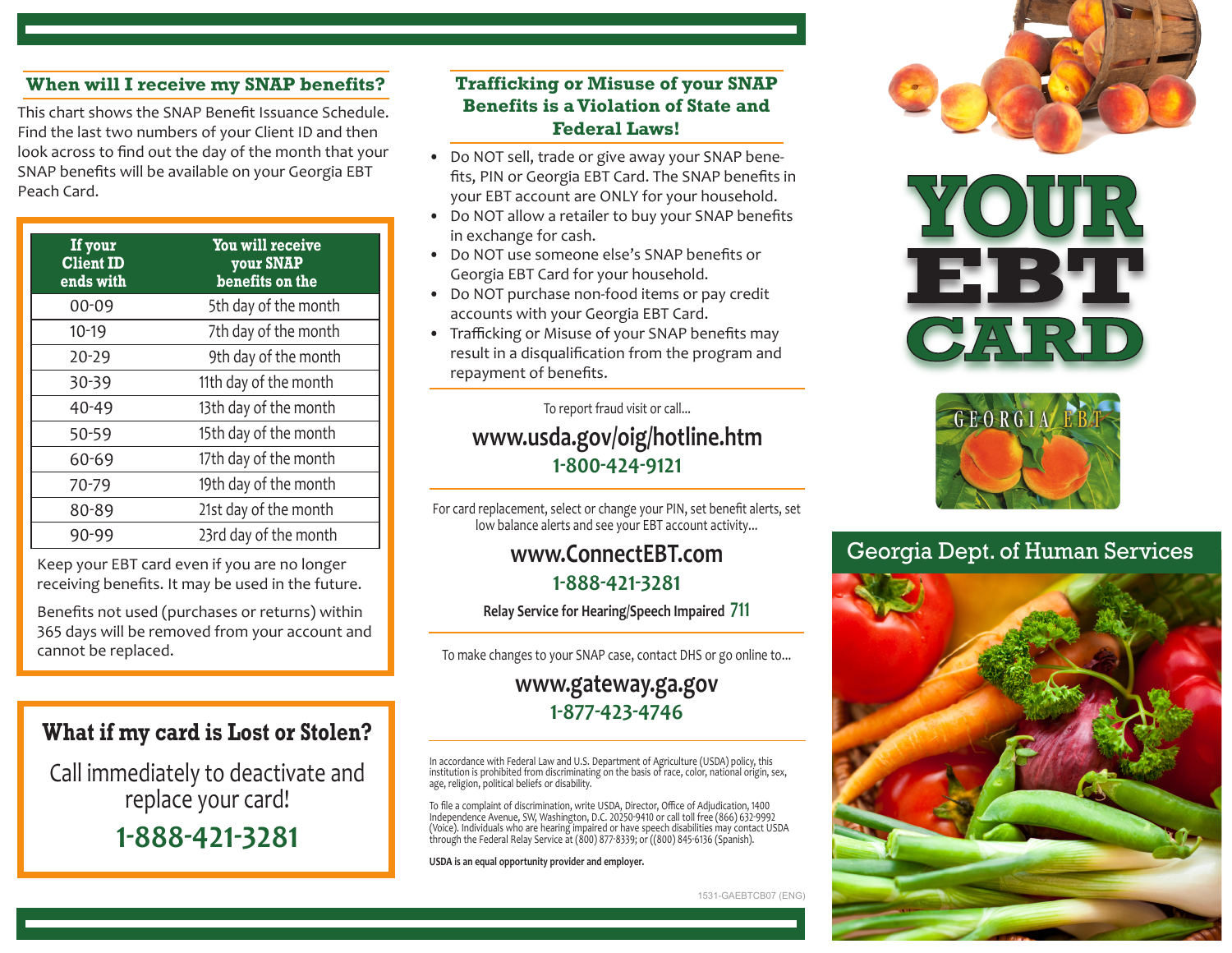## When will I receive my SNAP benefits?

This chart shows the SNAP Benefit Issuance Schedule. Find the last two numbers of your Client ID and then look across to find out the day of the month that your SNAP benefits will be available on your Georgia EBT Peach Card.

| If your Client ID ends with | You will receive your SNAP benefits on the |
|---|---|
| 00-09 | 5th day of the month |
| 10-19 | 7th day of the month |
| 20-29 | 9th day of the month |
| 30-39 | 11th day of the month |
| 40-49 | 13th day of the month |
| 50-59 | 15th day of the month |
| 60-69 | 17th day of the month |
| 70-79 | 19th day of the month |
| 80-89 | 21st day of the month |
| 90-99 | 23rd day of the month |

Keep your EBT card even if you are no longer receiving benefits. It may be used in the future.

Benefits not used (purchases or returns) within 365 days will be removed from your account and cannot be replaced.

## What if my card is Lost or Stolen?

Call immediately to deactivate and replace your card!

**1-888-421-3281**

## Trafficking or Misuse of your SNAP Benefits is a Violation of State and Federal Laws!

- Do NOT sell, trade or give away your SNAP benefits, PIN or Georgia EBT Card. The SNAP benefits in your EBT account are ONLY for your household.
- Do NOT allow a retailer to buy your SNAP benefits in exchange for cash.
- Do NOT use someone else's SNAP benefits or Georgia EBT Card for your household.
- Do NOT purchase non-food items or pay credit accounts with your Georgia EBT Card.
- Trafficking or Misuse of your SNAP benefits may result in a disqualification from the program and repayment of benefits.

To report fraud visit or call...

**www.usda.gov/oig/hotline.htm**
**1-800-424-9121**

For card replacement, select or change your PIN, set benefit alerts, set low balance alerts and see your EBT account activity...

**www.ConnectEBT.com**
**1-888-421-3281**

**Relay Service for Hearing/Speech Impaired 711**

To make changes to your SNAP case, contact DHS or go online to...

**www.gateway.ga.gov**
**1-877-423-4746**

In accordance with Federal Law and U.S. Department of Agriculture (USDA) policy, this institution is prohibited from discriminating on the basis of race, color, national origin, sex, age, religion, political beliefs or disability.

To file a complaint of discrimination, write USDA, Director, Office of Adjudication, 1400 Independence Avenue, SW, Washington, D.C. 20250-9410 or call toll free (866) 632-9992 (Voice). Individuals who are hearing impaired or have speech disabilities may contact USDA through the Federal Relay Service at (800) 877-8339; or ((800) 845-6136 (Spanish).

**USDA is an equal opportunity provider and employer.**

1531-GAEBTCB07 (ENG)

# YOUR EBT CARD

GEORGIA EBT

Georgia Dept. of Human Services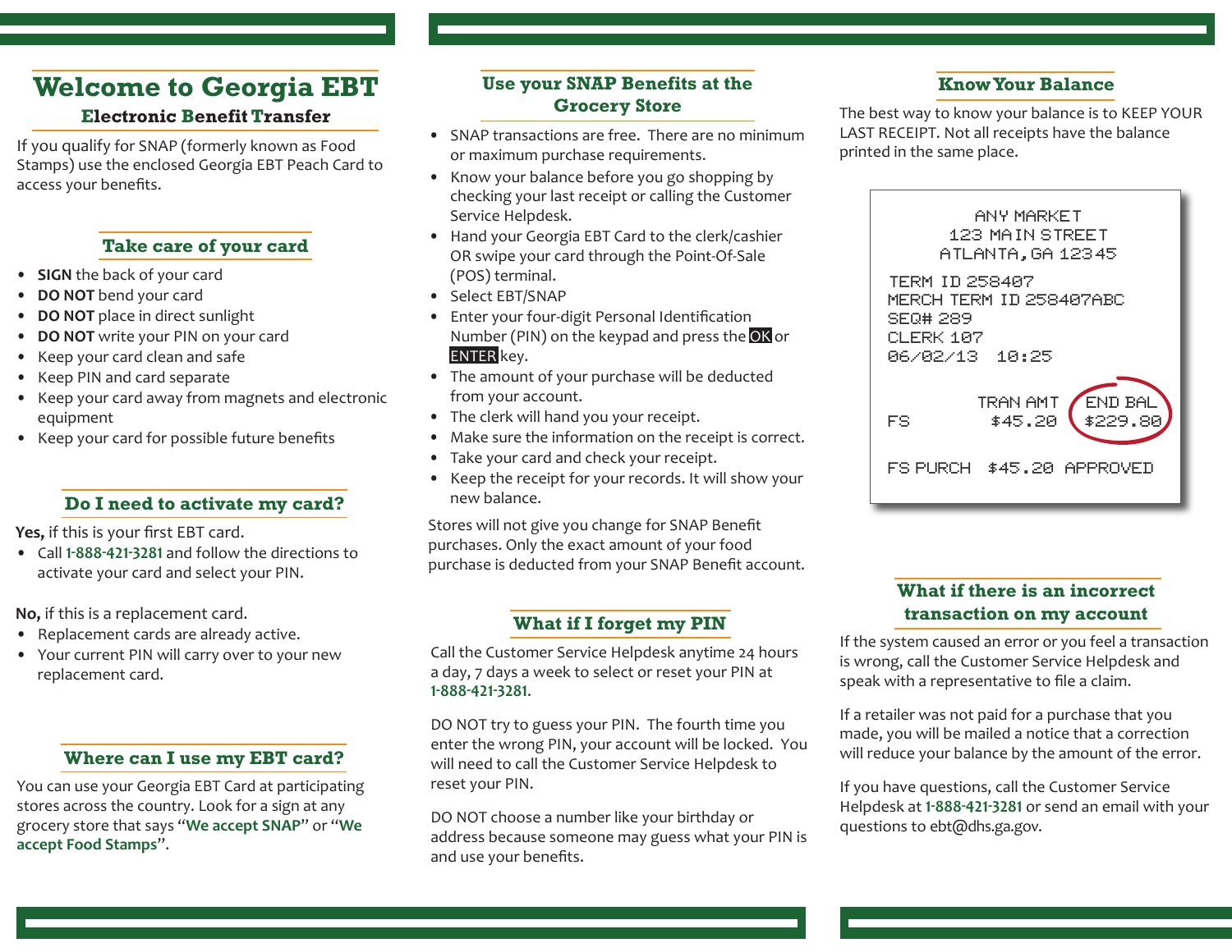# Welcome to Georgia EBT

**Electronic Benefit Transfer**

If you qualify for SNAP (formerly known as Food Stamps) use the enclosed Georgia EBT Peach Card to access your benefits.

## Take care of your card

- **SIGN** the back of your card
- **DO NOT** bend your card
- **DO NOT** place in direct sunlight
- **DO NOT** write your PIN on your card
- Keep your card clean and safe
- Keep PIN and card separate
- Keep your card away from magnets and electronic equipment
- Keep your card for possible future benefits

## Do I need to activate my card?

**Yes,** if this is your first EBT card.

- Call **1-888-421-3281** and follow the directions to activate your card and select your PIN.

**No,** if this is a replacement card.

- Replacement cards are already active.
- Your current PIN will carry over to your new replacement card.

## Where can I use my EBT card?

You can use your Georgia EBT Card at participating stores across the country. Look for a sign at any grocery store that says "**We accept SNAP**" or "**We accept Food Stamps**".

## Use your SNAP Benefits at the Grocery Store

- SNAP transactions are free. There are no minimum or maximum purchase requirements.
- Know your balance before you go shopping by checking your last receipt or calling the Customer Service Helpdesk.
- Hand your Georgia EBT Card to the clerk/cashier OR swipe your card through the Point-Of-Sale (POS) terminal.
- Select EBT/SNAP
- Enter your four-digit Personal Identification Number (PIN) on the keypad and press the OK or ENTER key.
- The amount of your purchase will be deducted from your account.
- The clerk will hand you your receipt.
- Make sure the information on the receipt is correct.
- Take your card and check your receipt.
- Keep the receipt for your records. It will show your new balance.

Stores will not give you change for SNAP Benefit purchases. Only the exact amount of your food purchase is deducted from your SNAP Benefit account.

## What if I forget my PIN

Call the Customer Service Helpdesk anytime 24 hours a day, 7 days a week to select or reset your PIN at **1-888-421-3281**.

DO NOT try to guess your PIN. The fourth time you enter the wrong PIN, your account will be locked. You will need to call the Customer Service Helpdesk to reset your PIN.

DO NOT choose a number like your birthday or address because someone may guess what your PIN is and use your benefits.

## Know Your Balance

The best way to know your balance is to KEEP YOUR LAST RECEIPT. Not all receipts have the balance printed in the same place.

```
ANY MARKET
123 MAIN STREET
ATLANTA, GA 12345

TERM ID 258407
MERCH TERM ID 258407ABC
SEQ# 289
CLERK 107
06/02/13  10:25

        TRAN AMT   END BAL
FS      $45.20     $229.80

FS PURCH  $45.20 APPROVED
```

## What if there is an incorrect transaction on my account

If the system caused an error or you feel a transaction is wrong, call the Customer Service Helpdesk and speak with a representative to file a claim.

If a retailer was not paid for a purchase that you made, you will be mailed a notice that a correction will reduce your balance by the amount of the error.

If you have questions, call the Customer Service Helpdesk at **1-888-421-3281** or send an email with your questions to ebt@dhs.ga.gov.